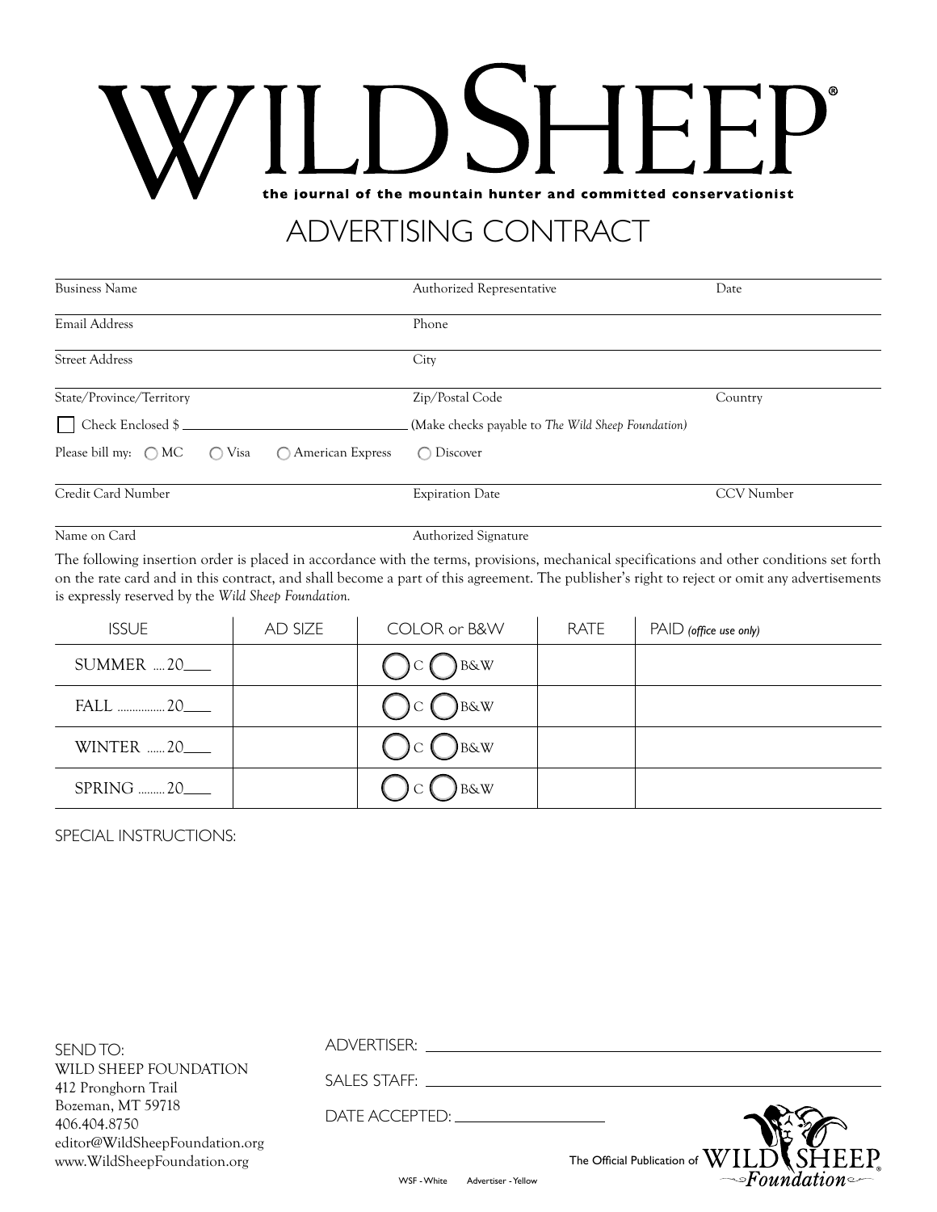# WILD SHEEP®

**the journal of the mountain hunter and committed conservationist**

## ADVERTISING CONTRACT

Business Name ____________________ Authorized Representative ____________________ Date ____________

Email Address ____________________ Phone ____________________

Street Address ____________________ City ____________________

State/Province/Territory ____________________ Zip/Postal Code ____________________ Country ____________

☐ Check Enclosed $ ____________________ (Make checks payable to *The Wild Sheep Foundation)*

Please bill my: ◯ MC ◯ Visa ◯ American Express ◯ Discover

Credit Card Number ____________________ Expiration Date ____________________ CCV Number ____________

Name on Card ____________________ Authorized Signature ____________________

The following insertion order is placed in accordance with the terms, provisions, mechanical specifications and other conditions set forth on the rate card and in this contract, and shall become a part of this agreement. The publisher's right to reject or omit any advertisements is expressly reserved by the *Wild Sheep Foundation.*

| ISSUE | AD SIZE | COLOR or B&W | RATE | PAID *(office use only)* |
|---|---|---|---|---|
| SUMMER .... 20____ | | ◯ C ◯ B&W | | |
| FALL ................ 20____ | | ◯ C ◯ B&W | | |
| WINTER ...... 20____ | | ◯ C ◯ B&W | | |
| SPRING ......... 20____ | | ◯ C ◯ B&W | | |

SPECIAL INSTRUCTIONS:

SEND TO:
WILD SHEEP FOUNDATION
412 Pronghorn Trail
Bozeman, MT 59718
406.404.8750
editor@WildSheepFoundation.org
www.WildSheepFoundation.org

ADVERTISER: ____________________

SALES STAFF: ____________________

DATE ACCEPTED: ____________________

The Official Publication of WILD SHEEP Foundation®

WSF - White Advertiser - Yellow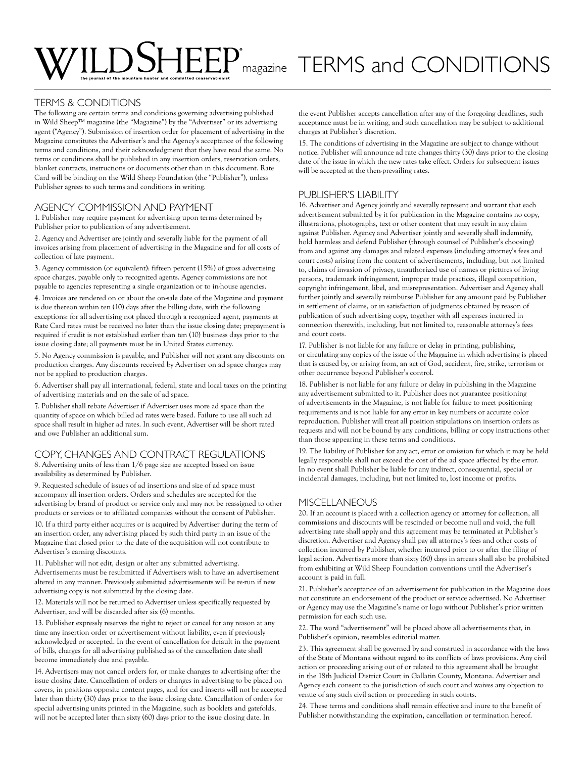# WILD SHEEP® magazine TERMS and CONDITIONS

the journal of the mountain hunter and committed conservationist

## TERMS & CONDITIONS

The following are certain terms and conditions governing advertising published in Wild Sheep™ magazine (the "Magazine") by the "Advertiser" or its advertising agent ("Agency"). Submission of insertion order for placement of advertising in the Magazine constitutes the Advertiser's and the Agency's acceptance of the following terms and conditions, and their acknowledgment that they have read the same. No terms or conditions shall be published in any insertion orders, reservation orders, blanket contracts, instructions or documents other than in this document. Rate Card will be binding on the Wild Sheep Foundation (the "Publisher"), unless Publisher agrees to such terms and conditions in writing.

## AGENCY COMMISSION AND PAYMENT

1. Publisher may require payment for advertising upon terms determined by Publisher prior to publication of any advertisement.

2. Agency and Advertiser are jointly and severally liable for the payment of all invoices arising from placement of advertising in the Magazine and for all costs of collection of late payment.

3. Agency commission (or equivalent): fifteen percent (15%) of gross advertising space charges, payable only to recognized agents. Agency commissions are not payable to agencies representing a single organization or to in-house agencies.

4. Invoices are rendered on or about the on-sale date of the Magazine and payment is due thereon within ten (10) days after the billing date, with the following exceptions: for all advertising not placed through a recognized agent, payments at Rate Card rates must be received no later than the issue closing date; prepayment is required if credit is not established earlier than ten (10) business days prior to the issue closing date; all payments must be in United States currency.

5. No Agency commission is payable, and Publisher will not grant any discounts on production charges. Any discounts received by Advertiser on ad space charges may not be applied to production charges.

6. Advertiser shall pay all international, federal, state and local taxes on the printing of advertising materials and on the sale of ad space.

7. Publisher shall rebate Advertiser if Advertiser uses more ad space than the quantity of space on which billed ad rates were based. Failure to use all such ad space shall result in higher ad rates. In such event, Advertiser will be short rated and owe Publisher an additional sum.

## COPY, CHANGES AND CONTRACT REGULATIONS

8. Advertising units of less than 1/6 page size are accepted based on issue availability as determined by Publisher.

9. Requested schedule of issues of ad insertions and size of ad space must accompany all insertion orders. Orders and schedules are accepted for the advertising by brand of product or service only and may not be reassigned to other products or services or to affiliated companies without the consent of Publisher.

10. If a third party either acquires or is acquired by Advertiser during the term of an insertion order, any advertising placed by such third party in an issue of the Magazine that closed prior to the date of the acquisition will not contribute to Advertiser's earning discounts.

11. Publisher will not edit, design or alter any submitted advertising. Advertisements must be resubmitted if Advertisers wish to have an advertisement altered in any manner. Previously submitted advertisements will be re-run if new advertising copy is not submitted by the closing date.

12. Materials will not be returned to Advertiser unless specifically requested by Advertiser, and will be discarded after six (6) months.

13. Publisher expressly reserves the right to reject or cancel for any reason at any time any insertion order or advertisement without liability, even if previously acknowledged or accepted. In the event of cancellation for default in the payment of bills, charges for all advertising published as of the cancellation date shall become immediately due and payable.

14. Advertisers may not cancel orders for, or make changes to advertising after the issue closing date. Cancellation of orders or changes in advertising to be placed on covers, in positions opposite content pages, and for card inserts will not be accepted later than thirty (30) days prior to the issue closing date. Cancellation of orders for special advertising units printed in the Magazine, such as booklets and gatefolds, will not be accepted later than sixty (60) days prior to the issue closing date. In the event Publisher accepts cancellation after any of the foregoing deadlines, such acceptance must be in writing, and such cancellation may be subject to additional charges at Publisher's discretion.

15. The conditions of advertising in the Magazine are subject to change without notice. Publisher will announce ad rate changes thirty (30) days prior to the closing date of the issue in which the new rates take effect. Orders for subsequent issues will be accepted at the then-prevailing rates.

## PUBLISHER'S LIABILITY

16. Advertiser and Agency jointly and severally represent and warrant that each advertisement submitted by it for publication in the Magazine contains no copy, illustrations, photographs, text or other content that may result in any claim against Publisher. Agency and Advertiser jointly and severally shall indemnify, hold harmless and defend Publisher (through counsel of Publisher's choosing) from and against any damages and related expenses (including attorney's fees and court costs) arising from the content of advertisements, including, but not limited to, claims of invasion of privacy, unauthorized use of names or pictures of living persons, trademark infringement, improper trade practices, illegal competition, copyright infringement, libel, and misrepresentation. Advertiser and Agency shall further jointly and severally reimburse Publisher for any amount paid by Publisher in settlement of claims, or in satisfaction of judgments obtained by reason of publication of such advertising copy, together with all expenses incurred in connection therewith, including, but not limited to, reasonable attorney's fees and court costs.

17. Publisher is not liable for any failure or delay in printing, publishing, or circulating any copies of the issue of the Magazine in which advertising is placed that is caused by, or arising from, an act of God, accident, fire, strike, terrorism or other occurrence beyond Publisher's control.

18. Publisher is not liable for any failure or delay in publishing in the Magazine any advertisement submitted to it. Publisher does not guarantee positioning of advertisements in the Magazine, is not liable for failure to meet positioning requirements and is not liable for any error in key numbers or accurate color reproduction. Publisher will treat all position stipulations on insertion orders as requests and will not be bound by any conditions, billing or copy instructions other than those appearing in these terms and conditions.

19. The liability of Publisher for any act, error or omission for which it may be held legally responsible shall not exceed the cost of the ad space affected by the error. In no event shall Publisher be liable for any indirect, consequential, special or incidental damages, including, but not limited to, lost income or profits.

## MISCELLANEOUS

20. If an account is placed with a collection agency or attorney for collection, all commissions and discounts will be rescinded or become null and void, the full advertising rate shall apply and this agreement may be terminated at Publisher's discretion. Advertiser and Agency shall pay all attorney's fees and other costs of collection incurred by Publisher, whether incurred prior to or after the filing of legal action. Advertisers more than sixty (60) days in arrears shall also be prohibited from exhibiting at Wild Sheep Foundation conventions until the Advertiser's account is paid in full.

21. Publisher's acceptance of an advertisement for publication in the Magazine does not constitute an endorsement of the product or service advertised. No Advertiser or Agency may use the Magazine's name or logo without Publisher's prior written permission for each such use.

22. The word "advertisement" will be placed above all advertisements that, in Publisher's opinion, resembles editorial matter.

23. This agreement shall be governed by and construed in accordance with the laws of the State of Montana without regard to its conflicts of laws provisions. Any civil action or proceeding arising out of or related to this agreement shall be brought in the 18th Judicial District Court in Gallatin County, Montana. Advertiser and Agency each consent to the jurisdiction of such court and waives any objection to venue of any such civil action or proceeding in such courts.

24. These terms and conditions shall remain effective and inure to the benefit of Publisher notwithstanding the expiration, cancellation or termination hereof.